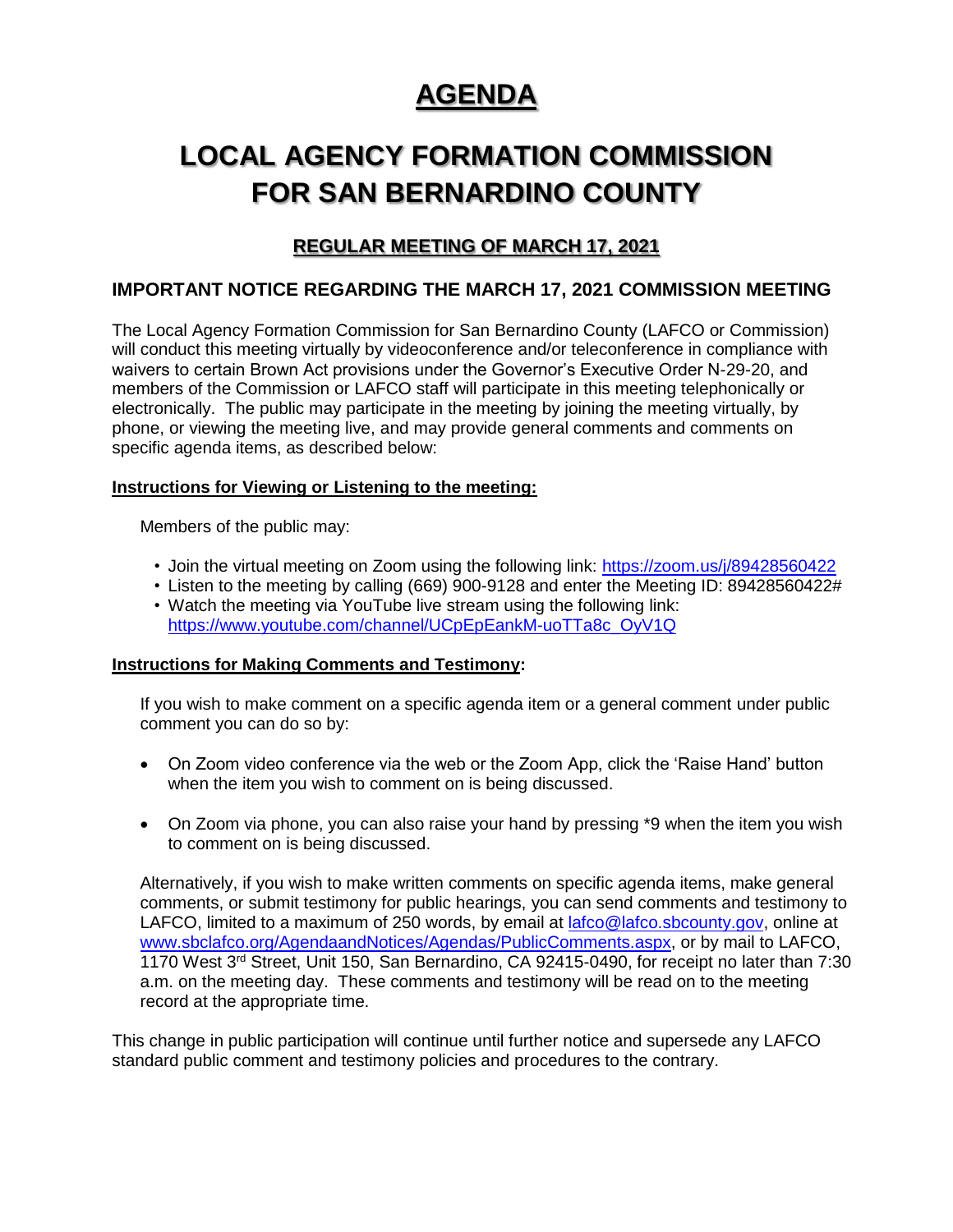# AGENDA

# LOCAL AGENCY FORMATION COMMISSION FOR SAN BERNARDINO COUNTY

## REGULAR MEETING OF MARCH 17, 2021

### IMPORTANT NOTICE REGARDING THE MARCH 17, 2021 COMMISSION MEETING

The Local Agency Formation Commission for San Bernardino County (LAFCO or Commission) will conduct this meeting virtually by videoconference and/or teleconference in compliance with waivers to certain Brown Act provisions under the Governor's Executive Order N-29-20, and members of the Commission or LAFCO staff will participate in this meeting telephonically or electronically. The public may participate in the meeting by joining the meeting virtually, by phone, or viewing the meeting live, and may provide general comments and comments on specific agenda items, as described below:

**Instructions for Viewing or Listening to the meeting:**

Members of the public may:

- Join the virtual meeting on Zoom using the following link: https://zoom.us/j/89428560422
- Listen to the meeting by calling (669) 900-9128 and enter the Meeting ID: 89428560422#
- Watch the meeting via YouTube live stream using the following link: https://www.youtube.com/channel/UCpEpEankM-uoTTa8c_OyV1Q

**Instructions for Making Comments and Testimony:**

If you wish to make comment on a specific agenda item or a general comment under public comment you can do so by:

- On Zoom video conference via the web or the Zoom App, click the 'Raise Hand' button when the item you wish to comment on is being discussed.
- On Zoom via phone, you can also raise your hand by pressing *9 when the item you wish to comment on is being discussed.

Alternatively, if you wish to make written comments on specific agenda items, make general comments, or submit testimony for public hearings, you can send comments and testimony to LAFCO, limited to a maximum of 250 words, by email at lafco@lafco.sbcounty.gov, online at www.sbclafco.org/AgendaandNotices/Agendas/PublicComments.aspx, or by mail to LAFCO, 1170 West 3rd Street, Unit 150, San Bernardino, CA 92415-0490, for receipt no later than 7:30 a.m. on the meeting day. These comments and testimony will be read on to the meeting record at the appropriate time.

This change in public participation will continue until further notice and supersede any LAFCO standard public comment and testimony policies and procedures to the contrary.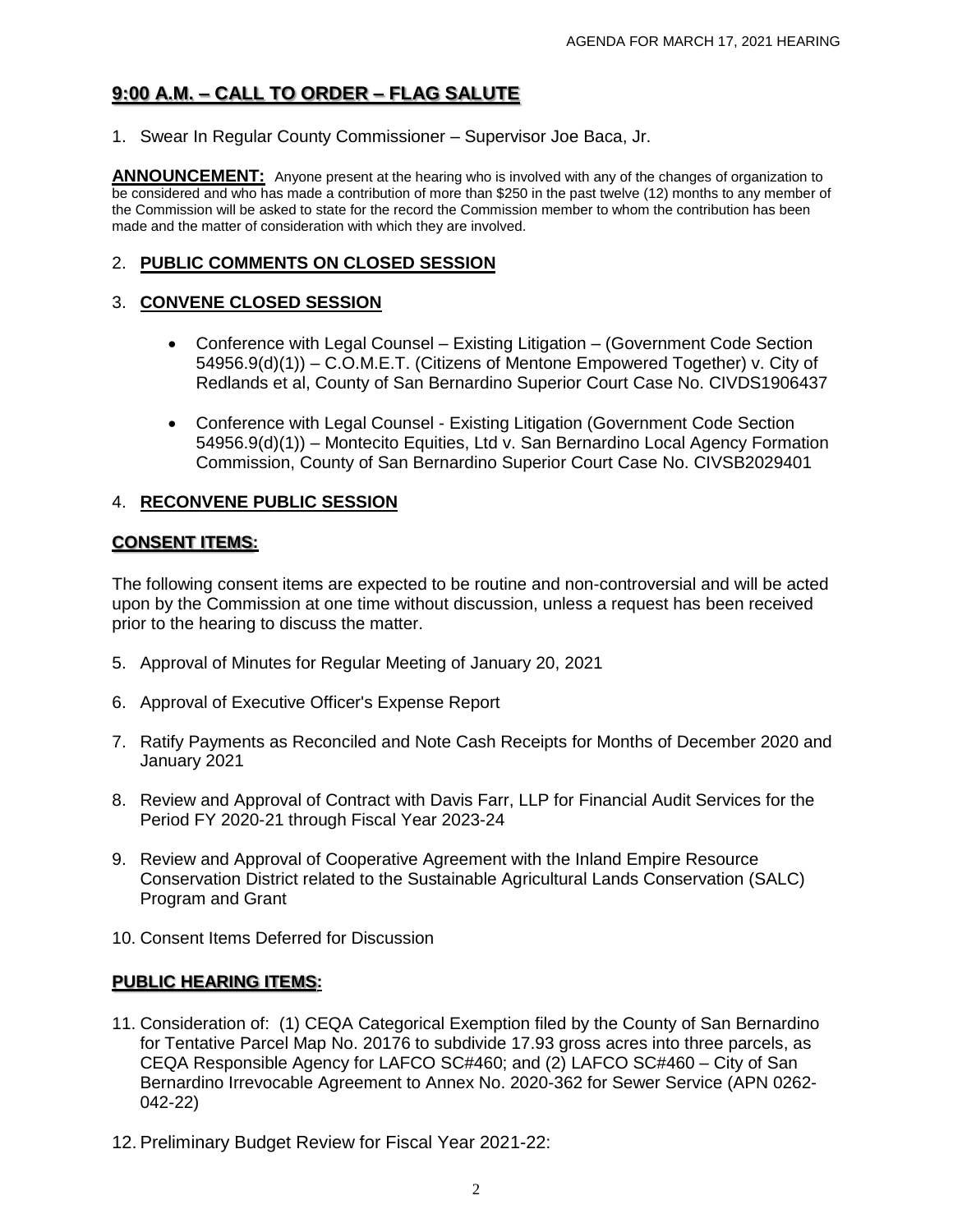## 9:00 A.M. – CALL TO ORDER – FLAG SALUTE

1. Swear In Regular County Commissioner – Supervisor Joe Baca, Jr.

**ANNOUNCEMENT:** Anyone present at the hearing who is involved with any of the changes of organization to be considered and who has made a contribution of more than $250 in the past twelve (12) months to any member of the Commission will be asked to state for the record the Commission member to whom the contribution has been made and the matter of consideration with which they are involved.

2. **PUBLIC COMMENTS ON CLOSED SESSION**

3. **CONVENE CLOSED SESSION**

   - Conference with Legal Counsel – Existing Litigation – (Government Code Section 54956.9(d)(1)) – C.O.M.E.T. (Citizens of Mentone Empowered Together) v. City of Redlands et al, County of San Bernardino Superior Court Case No. CIVDS1906437

   - Conference with Legal Counsel - Existing Litigation (Government Code Section 54956.9(d)(1)) – Montecito Equities, Ltd v. San Bernardino Local Agency Formation Commission, County of San Bernardino Superior Court Case No. CIVSB2029401

4. **RECONVENE PUBLIC SESSION**

## CONSENT ITEMS:

The following consent items are expected to be routine and non-controversial and will be acted upon by the Commission at one time without discussion, unless a request has been received prior to the hearing to discuss the matter.

5. Approval of Minutes for Regular Meeting of January 20, 2021

6. Approval of Executive Officer's Expense Report

7. Ratify Payments as Reconciled and Note Cash Receipts for Months of December 2020 and January 2021

8. Review and Approval of Contract with Davis Farr, LLP for Financial Audit Services for the Period FY 2020-21 through Fiscal Year 2023-24

9. Review and Approval of Cooperative Agreement with the Inland Empire Resource Conservation District related to the Sustainable Agricultural Lands Conservation (SALC) Program and Grant

10. Consent Items Deferred for Discussion

## PUBLIC HEARING ITEMS:

11. Consideration of: (1) CEQA Categorical Exemption filed by the County of San Bernardino for Tentative Parcel Map No. 20176 to subdivide 17.93 gross acres into three parcels, as CEQA Responsible Agency for LAFCO SC#460; and (2) LAFCO SC#460 – City of San Bernardino Irrevocable Agreement to Annex No. 2020-362 for Sewer Service (APN 0262-042-22)

12. Preliminary Budget Review for Fiscal Year 2021-22: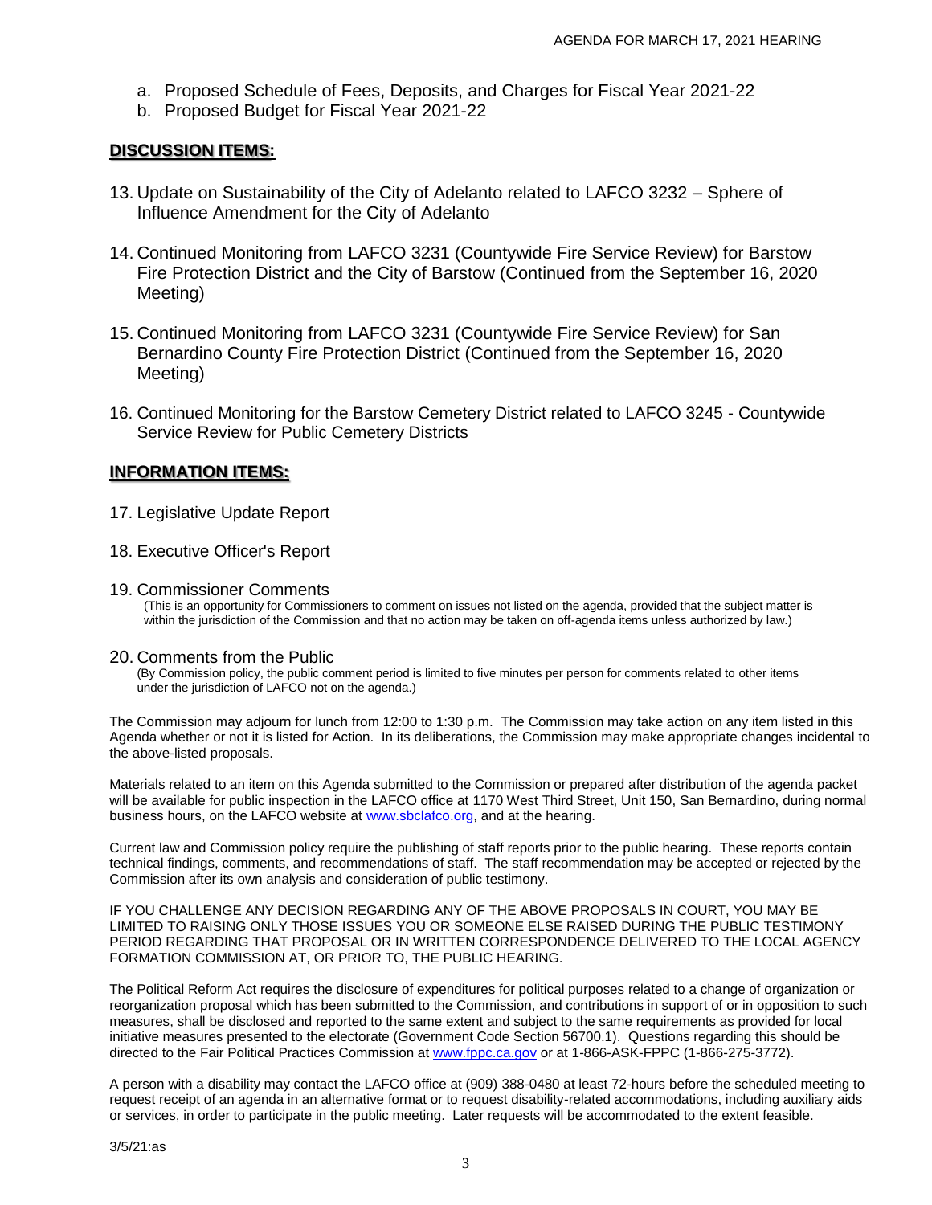a. Proposed Schedule of Fees, Deposits, and Charges for Fiscal Year 2021-22
b. Proposed Budget for Fiscal Year 2021-22

## DISCUSSION ITEMS:

13. Update on Sustainability of the City of Adelanto related to LAFCO 3232 – Sphere of Influence Amendment for the City of Adelanto

14. Continued Monitoring from LAFCO 3231 (Countywide Fire Service Review) for Barstow Fire Protection District and the City of Barstow (Continued from the September 16, 2020 Meeting)

15. Continued Monitoring from LAFCO 3231 (Countywide Fire Service Review) for San Bernardino County Fire Protection District (Continued from the September 16, 2020 Meeting)

16. Continued Monitoring for the Barstow Cemetery District related to LAFCO 3245 - Countywide Service Review for Public Cemetery Districts

## INFORMATION ITEMS:

17. Legislative Update Report

18. Executive Officer's Report

19. Commissioner Comments
    (This is an opportunity for Commissioners to comment on issues not listed on the agenda, provided that the subject matter is within the jurisdiction of the Commission and that no action may be taken on off-agenda items unless authorized by law.)

20. Comments from the Public
    (By Commission policy, the public comment period is limited to five minutes per person for comments related to other items under the jurisdiction of LAFCO not on the agenda.)

The Commission may adjourn for lunch from 12:00 to 1:30 p.m. The Commission may take action on any item listed in this Agenda whether or not it is listed for Action. In its deliberations, the Commission may make appropriate changes incidental to the above-listed proposals.

Materials related to an item on this Agenda submitted to the Commission or prepared after distribution of the agenda packet will be available for public inspection in the LAFCO office at 1170 West Third Street, Unit 150, San Bernardino, during normal business hours, on the LAFCO website at www.sbclafco.org, and at the hearing.

Current law and Commission policy require the publishing of staff reports prior to the public hearing. These reports contain technical findings, comments, and recommendations of staff. The staff recommendation may be accepted or rejected by the Commission after its own analysis and consideration of public testimony.

IF YOU CHALLENGE ANY DECISION REGARDING ANY OF THE ABOVE PROPOSALS IN COURT, YOU MAY BE LIMITED TO RAISING ONLY THOSE ISSUES YOU OR SOMEONE ELSE RAISED DURING THE PUBLIC TESTIMONY PERIOD REGARDING THAT PROPOSAL OR IN WRITTEN CORRESPONDENCE DELIVERED TO THE LOCAL AGENCY FORMATION COMMISSION AT, OR PRIOR TO, THE PUBLIC HEARING.

The Political Reform Act requires the disclosure of expenditures for political purposes related to a change of organization or reorganization proposal which has been submitted to the Commission, and contributions in support of or in opposition to such measures, shall be disclosed and reported to the same extent and subject to the same requirements as provided for local initiative measures presented to the electorate (Government Code Section 56700.1). Questions regarding this should be directed to the Fair Political Practices Commission at www.fppc.ca.gov or at 1-866-ASK-FPPC (1-866-275-3772).

A person with a disability may contact the LAFCO office at (909) 388-0480 at least 72-hours before the scheduled meeting to request receipt of an agenda in an alternative format or to request disability-related accommodations, including auxiliary aids or services, in order to participate in the public meeting. Later requests will be accommodated to the extent feasible.

3/5/21:as